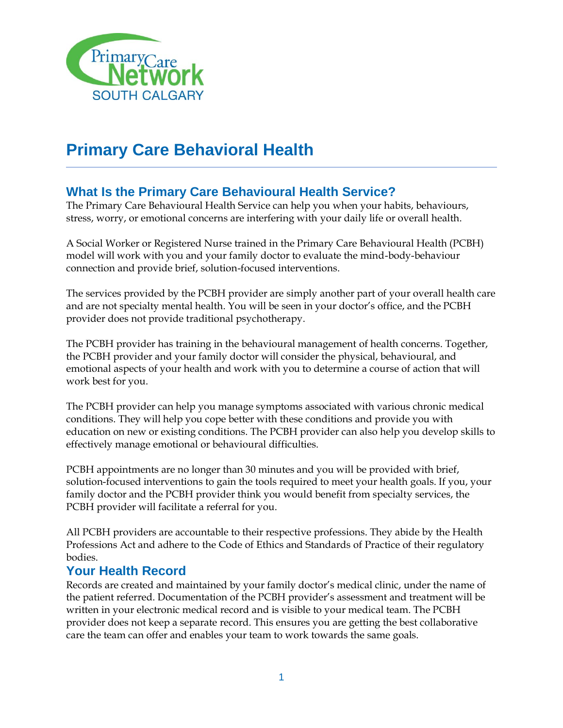Primary Care Network SOUTH CALGARY

# Primary Care Behavioral Health

## What Is the Primary Care Behavioural Health Service?

The Primary Care Behavioural Health Service can help you when your habits, behaviours, stress, worry, or emotional concerns are interfering with your daily life or overall health.

A Social Worker or Registered Nurse trained in the Primary Care Behavioural Health (PCBH) model will work with you and your family doctor to evaluate the mind-body-behaviour connection and provide brief, solution-focused interventions.

The services provided by the PCBH provider are simply another part of your overall health care and are not specialty mental health. You will be seen in your doctor's office, and the PCBH provider does not provide traditional psychotherapy.

The PCBH provider has training in the behavioural management of health concerns. Together, the PCBH provider and your family doctor will consider the physical, behavioural, and emotional aspects of your health and work with you to determine a course of action that will work best for you.

The PCBH provider can help you manage symptoms associated with various chronic medical conditions. They will help you cope better with these conditions and provide you with education on new or existing conditions. The PCBH provider can also help you develop skills to effectively manage emotional or behavioural difficulties.

PCBH appointments are no longer than 30 minutes and you will be provided with brief, solution-focused interventions to gain the tools required to meet your health goals. If you, your family doctor and the PCBH provider think you would benefit from specialty services, the PCBH provider will facilitate a referral for you.

All PCBH providers are accountable to their respective professions. They abide by the Health Professions Act and adhere to the Code of Ethics and Standards of Practice of their regulatory bodies.

## Your Health Record

Records are created and maintained by your family doctor's medical clinic, under the name of the patient referred. Documentation of the PCBH provider's assessment and treatment will be written in your electronic medical record and is visible to your medical team. The PCBH provider does not keep a separate record. This ensures you are getting the best collaborative care the team can offer and enables your team to work towards the same goals.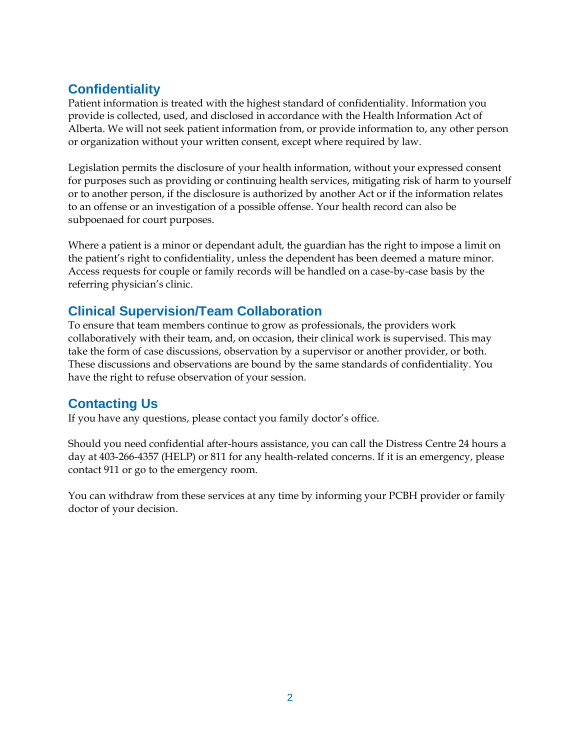## Confidentiality

Patient information is treated with the highest standard of confidentiality. Information you provide is collected, used, and disclosed in accordance with the Health Information Act of Alberta. We will not seek patient information from, or provide information to, any other person or organization without your written consent, except where required by law.

Legislation permits the disclosure of your health information, without your expressed consent for purposes such as providing or continuing health services, mitigating risk of harm to yourself or to another person, if the disclosure is authorized by another Act or if the information relates to an offense or an investigation of a possible offense. Your health record can also be subpoenaed for court purposes.

Where a patient is a minor or dependant adult, the guardian has the right to impose a limit on the patient's right to confidentiality, unless the dependent has been deemed a mature minor. Access requests for couple or family records will be handled on a case-by-case basis by the referring physician's clinic.

## Clinical Supervision/Team Collaboration

To ensure that team members continue to grow as professionals, the providers work collaboratively with their team, and, on occasion, their clinical work is supervised. This may take the form of case discussions, observation by a supervisor or another provider, or both. These discussions and observations are bound by the same standards of confidentiality. You have the right to refuse observation of your session.

## Contacting Us

If you have any questions, please contact you family doctor's office.

Should you need confidential after-hours assistance, you can call the Distress Centre 24 hours a day at 403-266-4357 (HELP) or 811 for any health-related concerns. If it is an emergency, please contact 911 or go to the emergency room.

You can withdraw from these services at any time by informing your PCBH provider or family doctor of your decision.